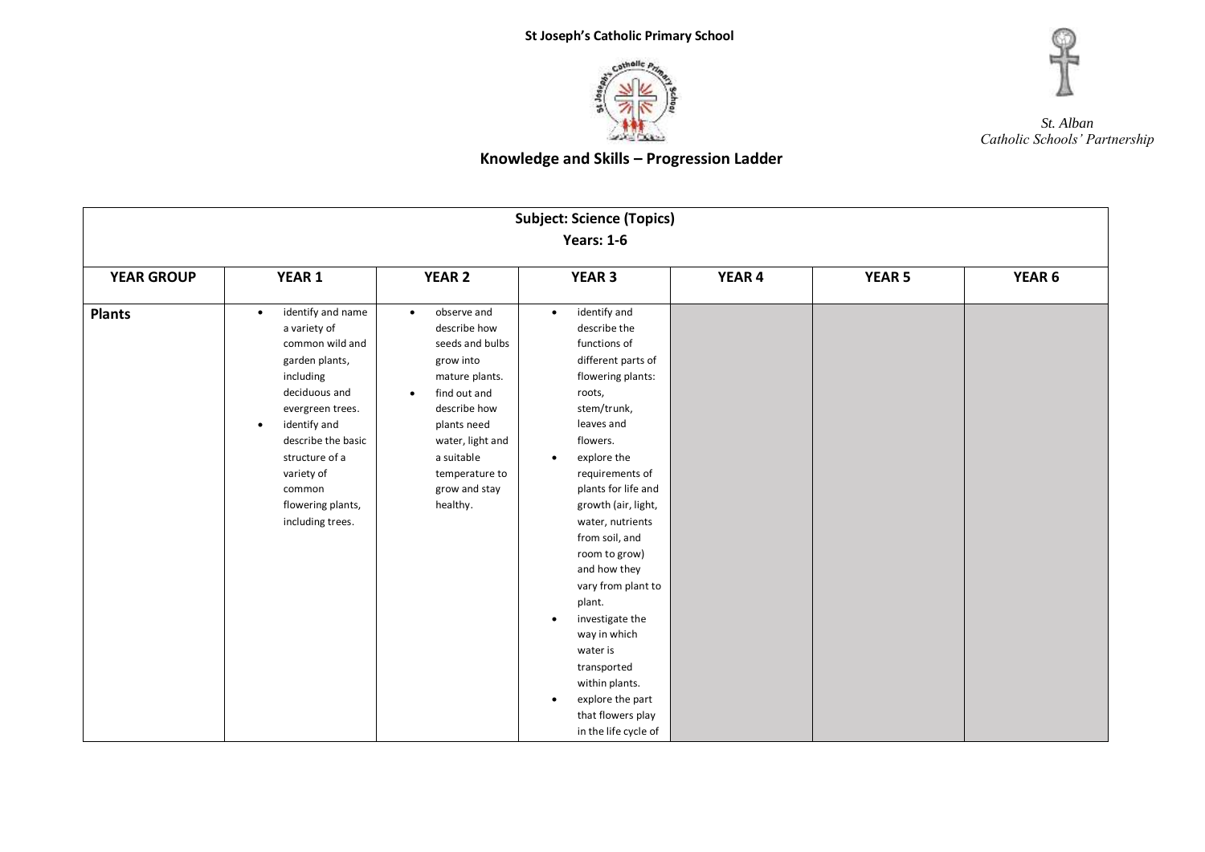**St Joseph's Catholic Primary School**

*St. Alban*
*Catholic Schools' Partnership*

## Knowledge and Skills – Progression Ladder

| Subject: Science (Topics)<br>Years: 1-6 | | | | | | |
|---|---|---|---|---|---|---|
| **YEAR GROUP** | **YEAR 1** | **YEAR 2** | **YEAR 3** | **YEAR 4** | **YEAR 5** | **YEAR 6** |
| **Plants** | • identify and name a variety of common wild and garden plants, including deciduous and evergreen trees.<br>• identify and describe the basic structure of a variety of common flowering plants, including trees. | • observe and describe how seeds and bulbs grow into mature plants.<br>• find out and describe how plants need water, light and a suitable temperature to grow and stay healthy. | • identify and describe the functions of different parts of flowering plants: roots, stem/trunk, leaves and flowers.<br>• explore the requirements of plants for life and growth (air, light, water, nutrients from soil, and room to grow) and how they vary from plant to plant.<br>• investigate the way in which water is transported within plants.<br>• explore the part that flowers play in the life cycle of | | | |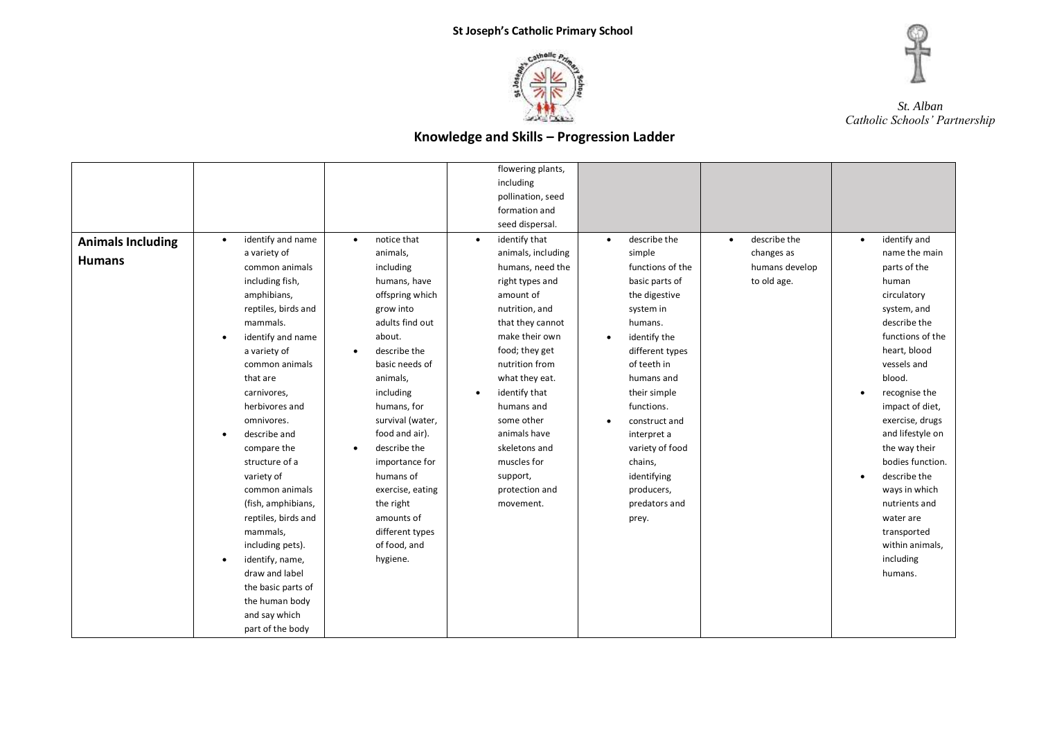**St Joseph's Catholic Primary School**

*St. Alban Catholic Schools' Partnership*

## Knowledge and Skills – Progression Ladder

| | | | | | | |
|---|---|---|---|---|---|---|
| | | | flowering plants, including pollination, seed formation and seed dispersal. | | | |
| **Animals Including Humans** | • identify and name a variety of common animals including fish, amphibians, reptiles, birds and mammals.<br>• identify and name a variety of common animals that are carnivores, herbivores and omnivores.<br>• describe and compare the structure of a variety of common animals (fish, amphibians, reptiles, birds and mammals, including pets).<br>• identify, name, draw and label the basic parts of the human body and say which part of the body | • notice that animals, including humans, have offspring which grow into adults find out about.<br>• describe the basic needs of animals, including humans, for survival (water, food and air).<br>• describe the importance for humans of exercise, eating the right amounts of different types of food, and hygiene. | • identify that animals, including humans, need the right types and amount of nutrition, and that they cannot make their own food; they get nutrition from what they eat.<br>• identify that humans and some other animals have skeletons and muscles for support, protection and movement. | • describe the simple functions of the basic parts of the digestive system in humans.<br>• identify the different types of teeth in humans and their simple functions.<br>• construct and interpret a variety of food chains, identifying producers, predators and prey. | • describe the changes as humans develop to old age. | • identify and name the main parts of the human circulatory system, and describe the functions of the heart, blood vessels and blood.<br>• recognise the impact of diet, exercise, drugs and lifestyle on the way their bodies function.<br>• describe the ways in which nutrients and water are transported within animals, including humans. |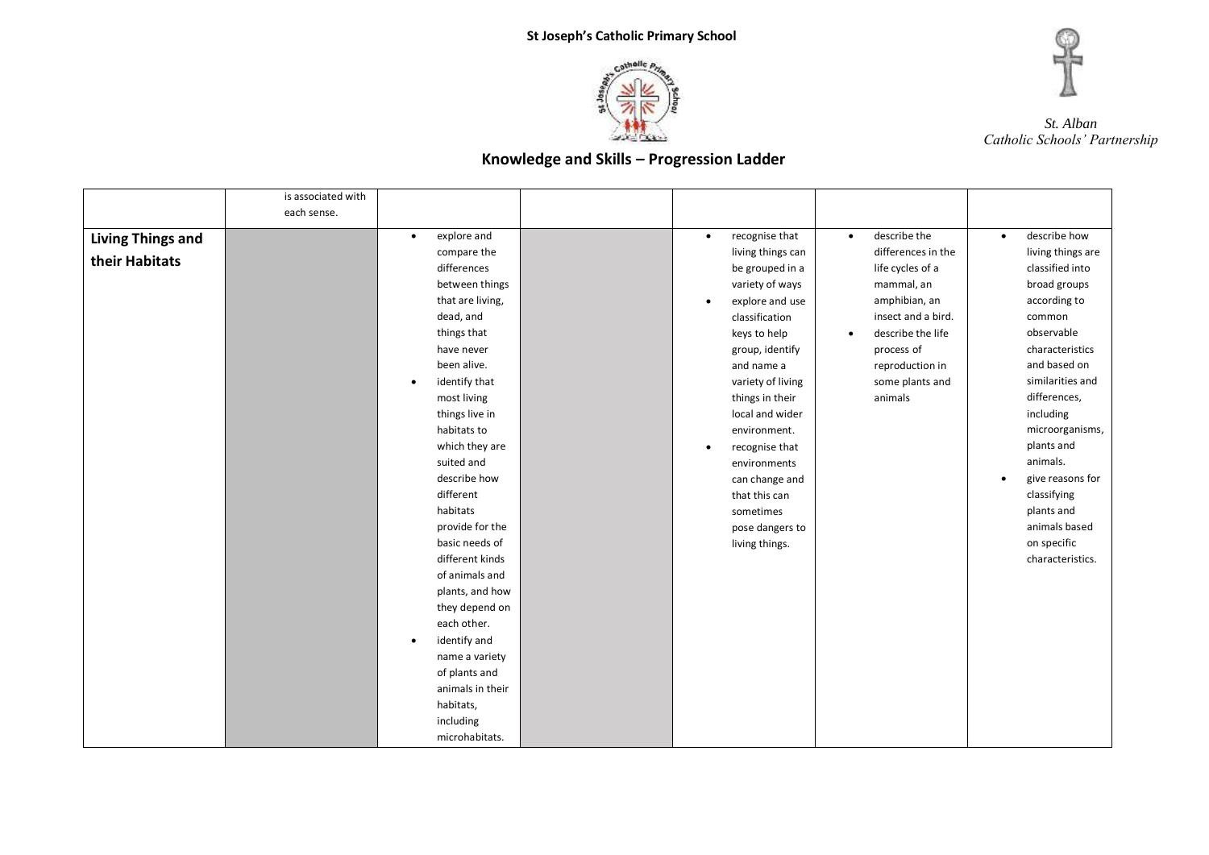| | | | | | | |
|---|---|---|---|---|---|---|
| | is associated with each sense. | | | | | |
| **Living Things and their Habitats** | | • explore and compare the differences between things that are living, dead, and things that have never been alive.<br>• identify that most living things live in habitats to which they are suited and describe how different habitats provide for the basic needs of different kinds of animals and plants, and how they depend on each other.<br>• identify and name a variety of plants and animals in their habitats, including microhabitats. | | • recognise that living things can be grouped in a variety of ways<br>• explore and use classification keys to help group, identify and name a variety of living things in their local and wider environment.<br>• recognise that environments can change and that this can sometimes pose dangers to living things. | • describe the differences in the life cycles of a mammal, an amphibian, an insect and a bird.<br>• describe the life process of reproduction in some plants and animals | • describe how living things are classified into broad groups according to common observable characteristics and based on similarities and differences, including microorganisms, plants and animals.<br>• give reasons for classifying plants and animals based on specific characteristics. |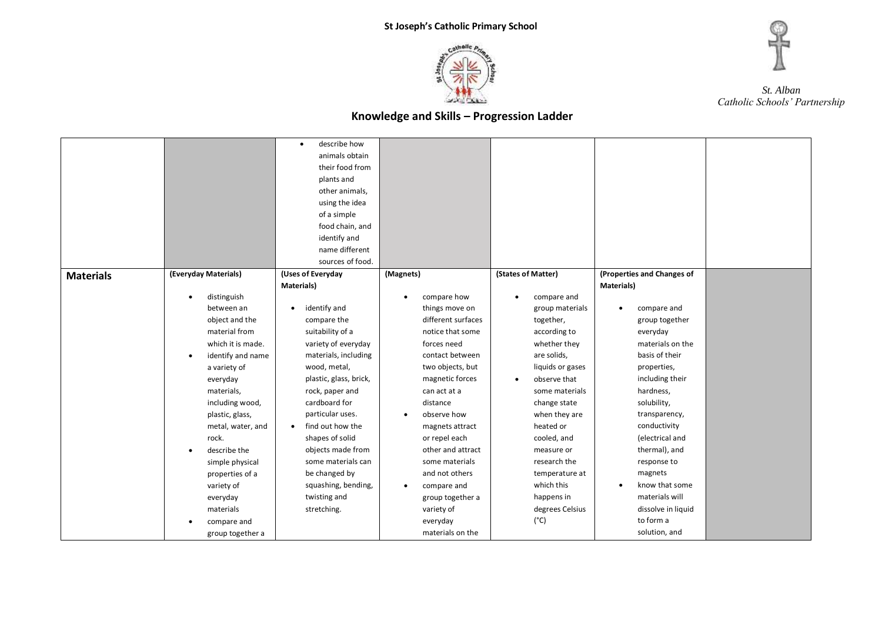# Knowledge and Skills – Progression Ladder

| | | | | | | |
|---|---|---|---|---|---|---|
| | | • describe how animals obtain their food from plants and other animals, using the idea of a simple food chain, and identify and name different sources of food. | | | | |
| **Materials** | **(Everyday Materials)**<br>• distinguish between an object and the material from which it is made.<br>• identify and name a variety of everyday materials, including wood, plastic, glass, metal, water, and rock.<br>• describe the simple physical properties of a variety of everyday materials<br>• compare and group together a | **(Uses of Everyday Materials)**<br>• identify and compare the suitability of a variety of everyday materials, including wood, metal, plastic, glass, brick, rock, paper and cardboard for particular uses.<br>• find out how the shapes of solid objects made from some materials can be changed by squashing, bending, twisting and stretching. | **(Magnets)**<br>• compare how things move on different surfaces notice that some forces need contact between two objects, but magnetic forces can act at a distance<br>• observe how magnets attract or repel each other and attract some materials and not others<br>• compare and group together a variety of everyday materials on the | **(States of Matter)**<br>• compare and group materials together, according to whether they are solids, liquids or gases<br>• observe that some materials change state when they are heated or cooled, and measure or research the temperature at which this happens in degrees Celsius (°C) | **(Properties and Changes of Materials)**<br>• compare and group together everyday materials on the basis of their properties, including their hardness, solubility, transparency, conductivity (electrical and thermal), and response to magnets<br>• know that some materials will dissolve in liquid to form a solution, and | |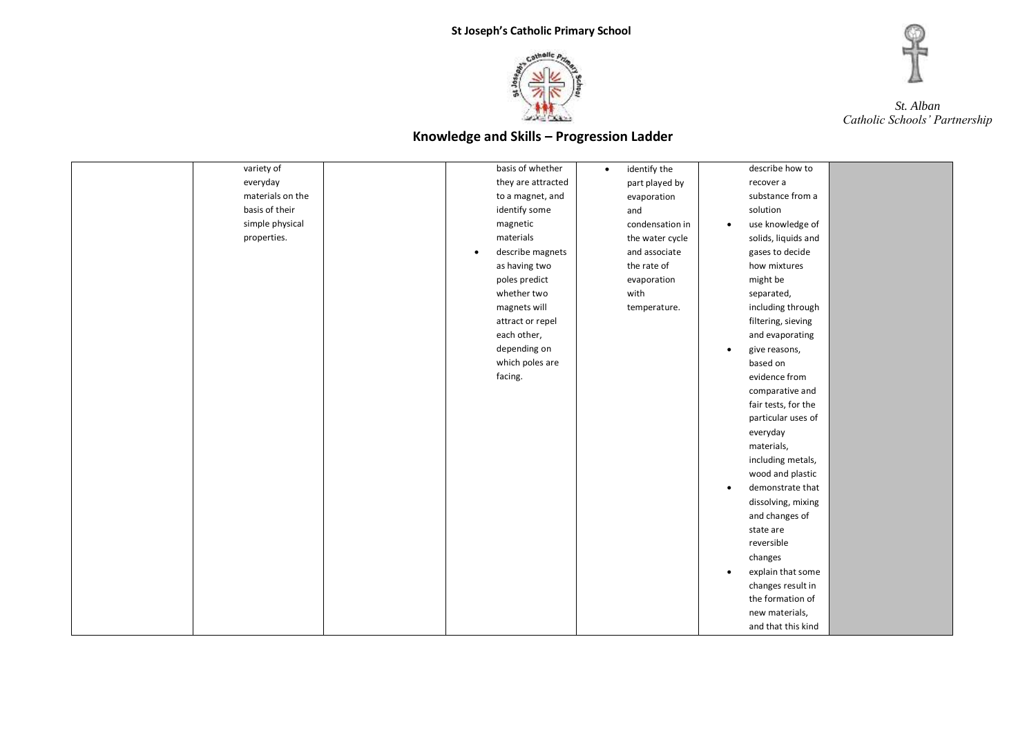# Knowledge and Skills – Progression Ladder

| | | | | | | |
|---|---|---|---|---|---|---|
| | variety of everyday materials on the basis of their simple physical properties. | | basis of whether they are attracted to a magnet, and identify some magnetic materials<br>• describe magnets as having two poles predict whether two magnets will attract or repel each other, depending on which poles are facing. | • identify the part played by evaporation and condensation in the water cycle and associate the rate of evaporation with temperature. | describe how to recover a substance from a solution<br>• use knowledge of solids, liquids and gases to decide how mixtures might be separated, including through filtering, sieving and evaporating<br>• give reasons, based on evidence from comparative and fair tests, for the particular uses of everyday materials, including metals, wood and plastic<br>• demonstrate that dissolving, mixing and changes of state are reversible changes<br>• explain that some changes result in the formation of new materials, and that this kind | |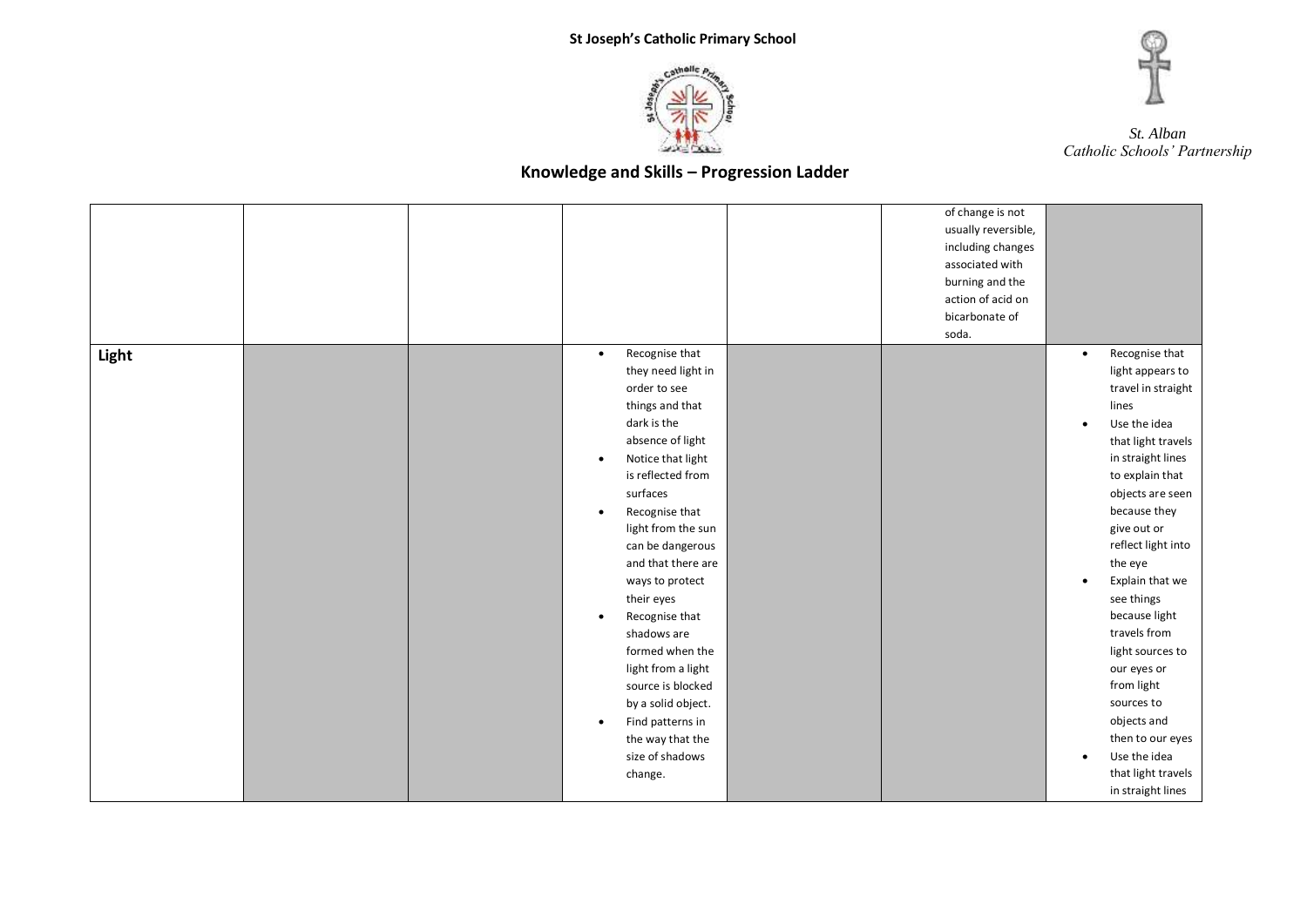# Knowledge and Skills – Progression Ladder

| | | | | | | |
|---|---|---|---|---|---|---|
| | | | | | of change is not usually reversible, including changes associated with burning and the action of acid on bicarbonate of soda. | |
| **Light** | | | <ul><li>Recognise that they need light in order to see things and that dark is the absence of light</li><li>Notice that light is reflected from surfaces</li><li>Recognise that light from the sun can be dangerous and that there are ways to protect their eyes</li><li>Recognise that shadows are formed when the light from a light source is blocked by a solid object.</li><li>Find patterns in the way that the size of shadows change.</li></ul> | | | <ul><li>Recognise that light appears to travel in straight lines</li><li>Use the idea that light travels in straight lines to explain that objects are seen because they give out or reflect light into the eye</li><li>Explain that we see things because light travels from light sources to our eyes or from light sources to objects and then to our eyes</li><li>Use the idea that light travels in straight lines</li></ul> |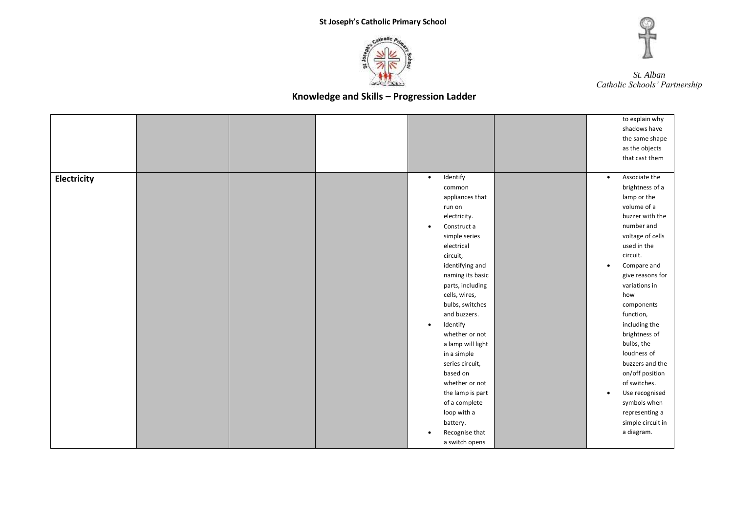**St Joseph's Catholic Primary School**

*St. Alban*
*Catholic Schools' Partnership*

## Knowledge and Skills – Progression Ladder

| | | | | | | |
|---|---|---|---|---|---|---|
| | | | | | | to explain why shadows have the same shape as the objects that cast them |
| **Electricity** | | | | • Identify common appliances that run on electricity.<br>• Construct a simple series electrical circuit, identifying and naming its basic parts, including cells, wires, bulbs, switches and buzzers.<br>• Identify whether or not a lamp will light in a simple series circuit, based on whether or not the lamp is part of a complete loop with a battery.<br>• Recognise that a switch opens | | • Associate the brightness of a lamp or the volume of a buzzer with the number and voltage of cells used in the circuit.<br>• Compare and give reasons for variations in how components function, including the brightness of bulbs, the loudness of buzzers and the on/off position of switches.<br>• Use recognised symbols when representing a simple circuit in a diagram. |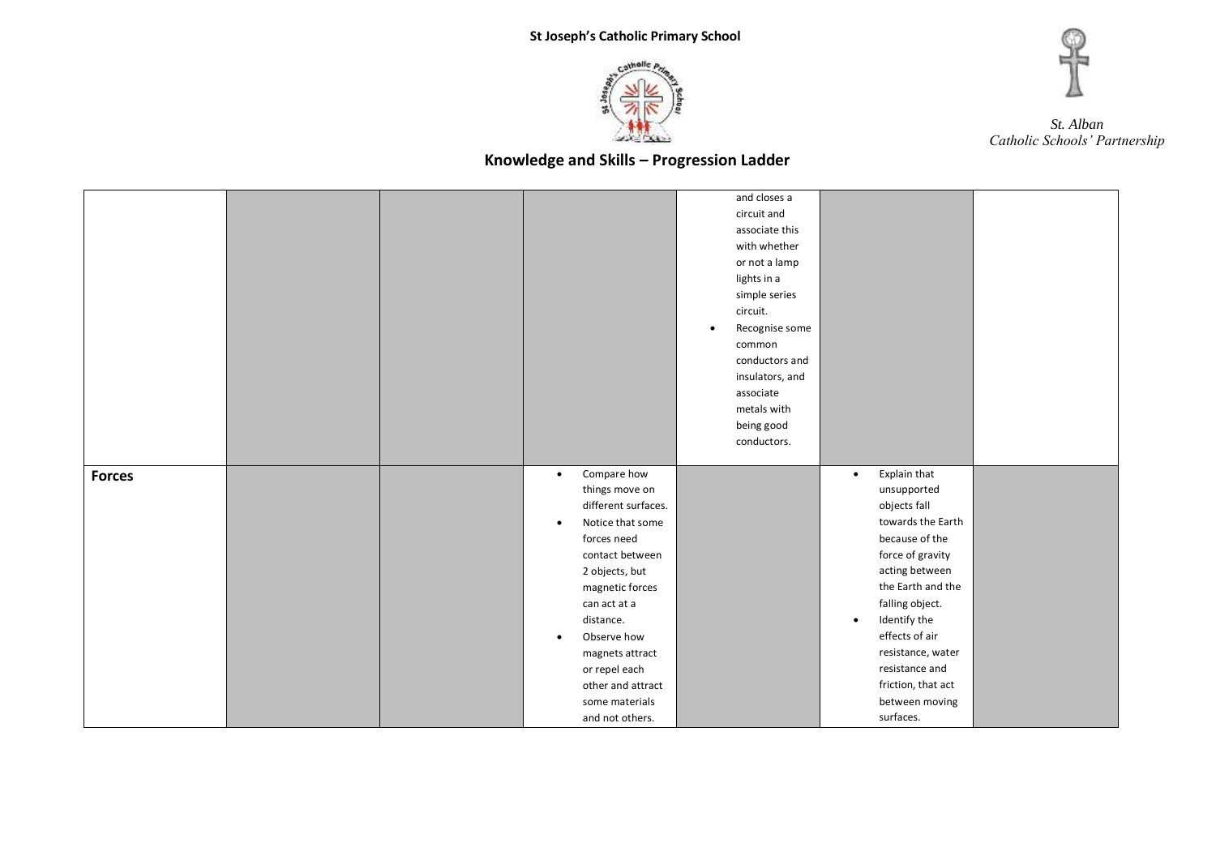# Knowledge and Skills – Progression Ladder

| | | | | | | |
|---|---|---|---|---|---|---|
| | | | | and closes a circuit and associate this with whether or not a lamp lights in a simple series circuit.<br>• Recognise some common conductors and insulators, and associate metals with being good conductors. | | |
| **Forces** | | | • Compare how things move on different surfaces.<br>• Notice that some forces need contact between 2 objects, but magnetic forces can act at a distance.<br>• Observe how magnets attract or repel each other and attract some materials and not others. | | • Explain that unsupported objects fall towards the Earth because of the force of gravity acting between the Earth and the falling object.<br>• Identify the effects of air resistance, water resistance and friction, that act between moving surfaces. | |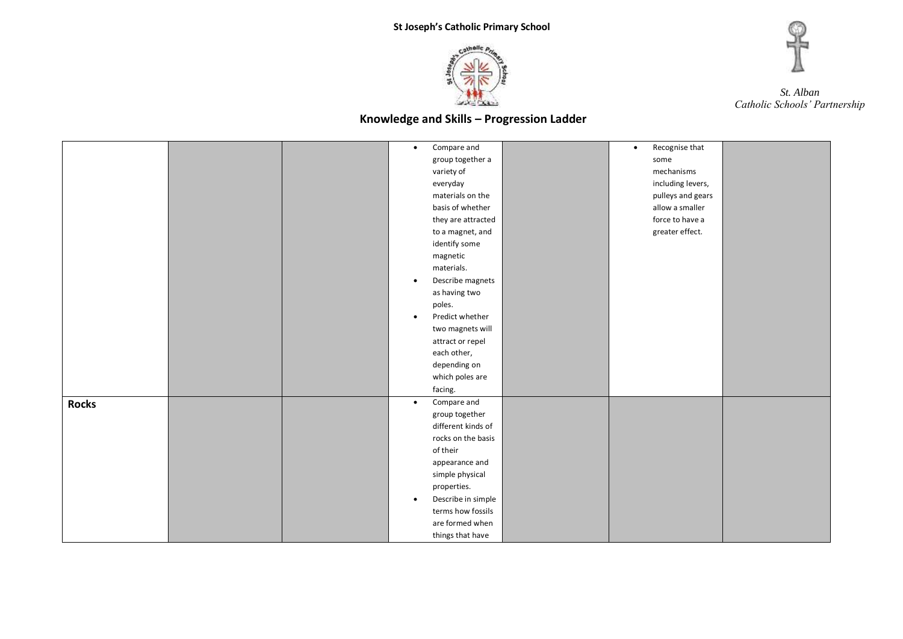# Knowledge and Skills – Progression Ladder

| | | | | | | |
|---|---|---|---|---|---|---|
| | | | • Compare and group together a variety of everyday materials on the basis of whether they are attracted to a magnet, and identify some magnetic materials.<br>• Describe magnets as having two poles.<br>• Predict whether two magnets will attract or repel each other, depending on which poles are facing. | | • Recognise that some mechanisms including levers, pulleys and gears allow a smaller force to have a greater effect. | |
| **Rocks** | | | • Compare and group together different kinds of rocks on the basis of their appearance and simple physical properties.<br>• Describe in simple terms how fossils are formed when things that have | | | |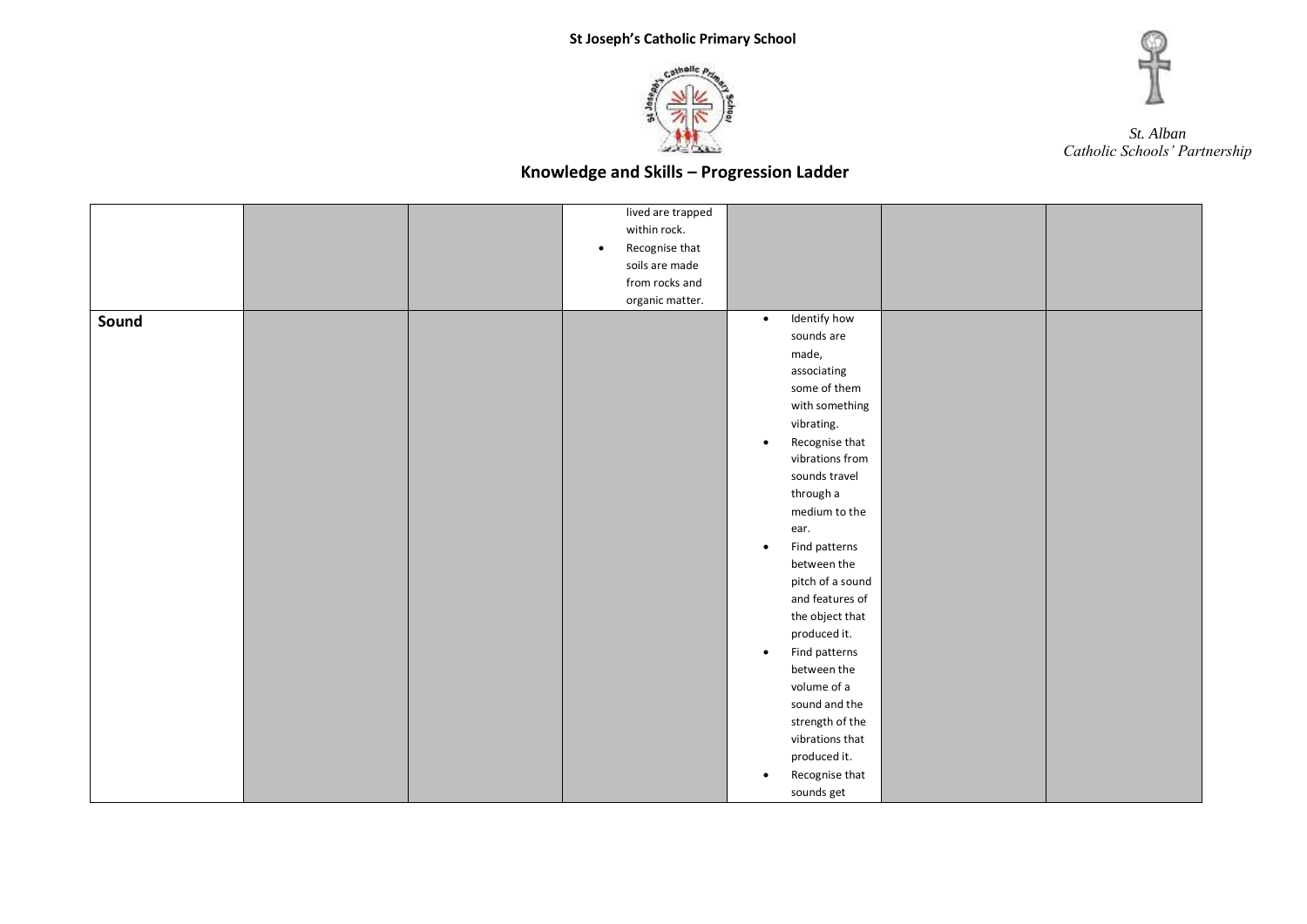# Knowledge and Skills – Progression Ladder

| | | | | | | |
|---|---|---|---|---|---|---|
| | | | lived are trapped within rock.<br>• Recognise that soils are made from rocks and organic matter. | | | |
| **Sound** | | | | • Identify how sounds are made, associating some of them with something vibrating.<br>• Recognise that vibrations from sounds travel through a medium to the ear.<br>• Find patterns between the pitch of a sound and features of the object that produced it.<br>• Find patterns between the volume of a sound and the strength of the vibrations that produced it.<br>• Recognise that sounds get | | |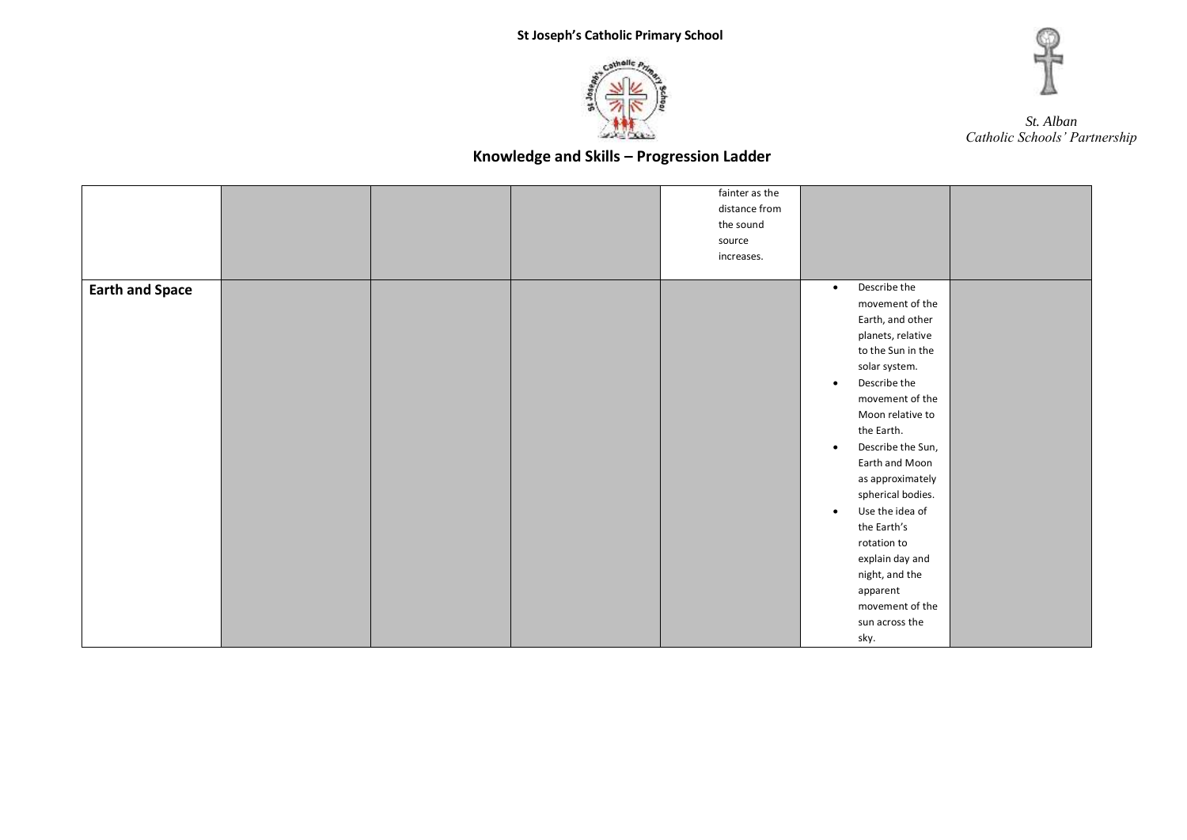## Knowledge and Skills – Progression Ladder

| | | | | | | |
|---|---|---|---|---|---|---|
| | | | | fainter as the distance from the sound source increases. | | |
| **Earth and Space** | | | | | • Describe the movement of the Earth, and other planets, relative to the Sun in the solar system.<br>• Describe the movement of the Moon relative to the Earth.<br>• Describe the Sun, Earth and Moon as approximately spherical bodies.<br>• Use the idea of the Earth's rotation to explain day and night, and the apparent movement of the sun across the sky. | |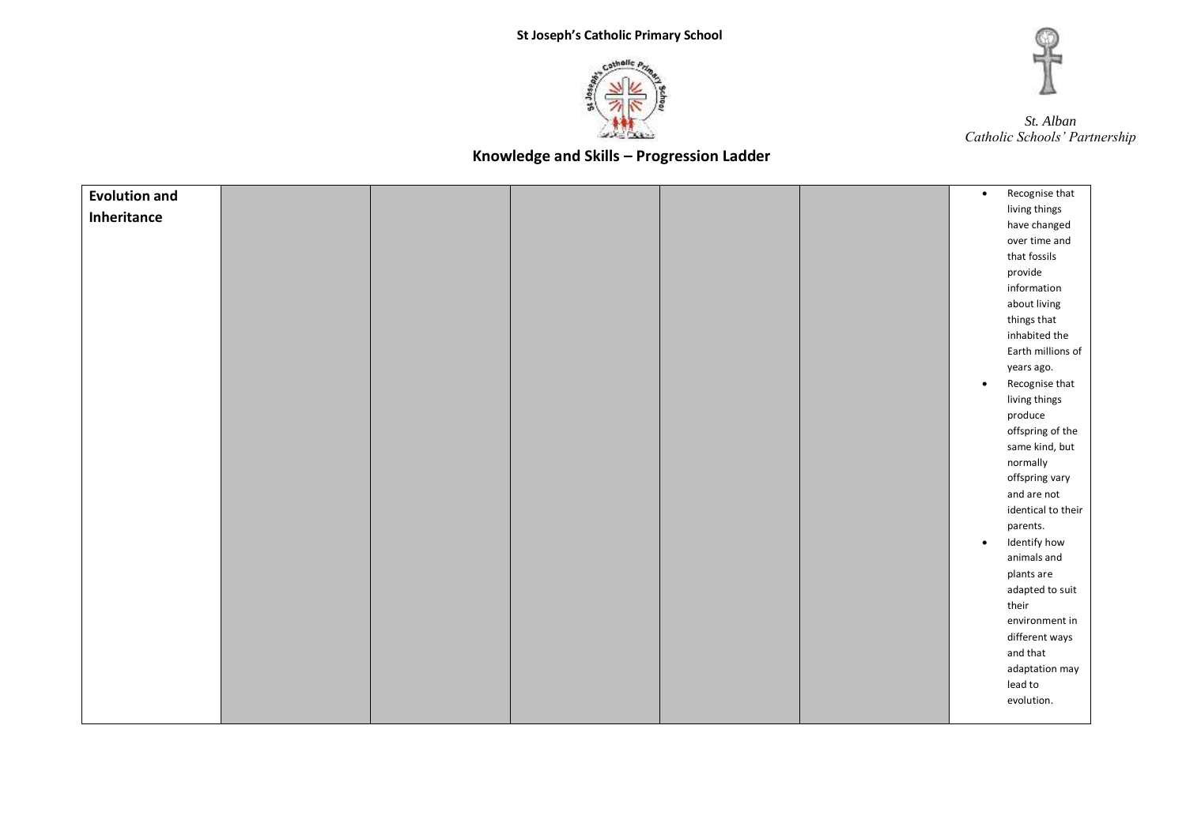| Evolution and Inheritance | | | | | | |
|---|---|---|---|---|---|---|
| | | | | | | • Recognise that living things have changed over time and that fossils provide information about living things that inhabited the Earth millions of years ago.<br>• Recognise that living things produce offspring of the same kind, but normally offspring vary and are not identical to their parents.<br>• Identify how animals and plants are adapted to suit their environment in different ways and that adaptation may lead to evolution. |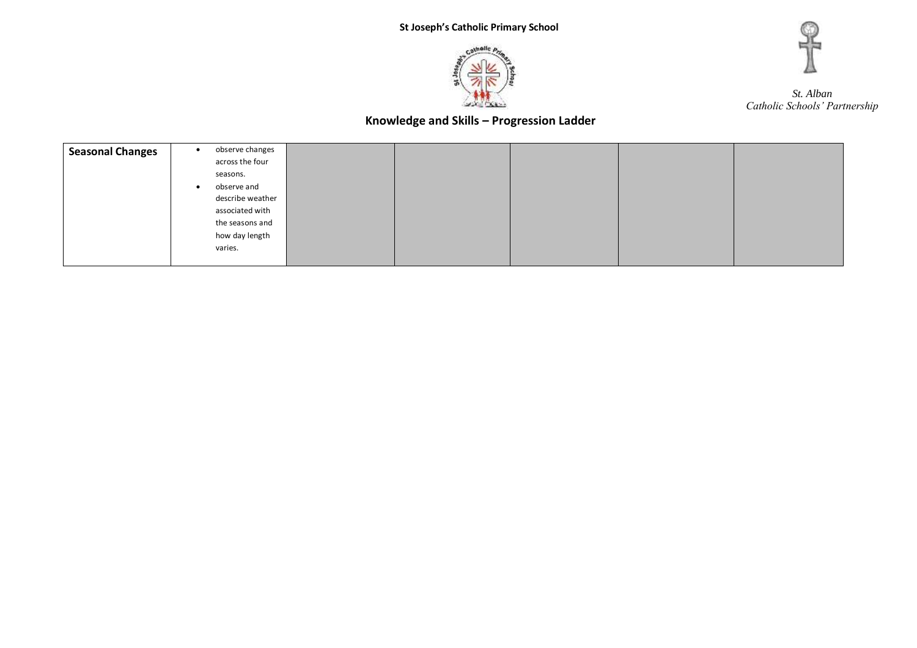| | | | | | | |
|---|---|---|---|---|---|---|
| **Seasonal Changes** | • observe changes across the four seasons.<br>• observe and describe weather associated with the seasons and how day length varies. | | | | | |